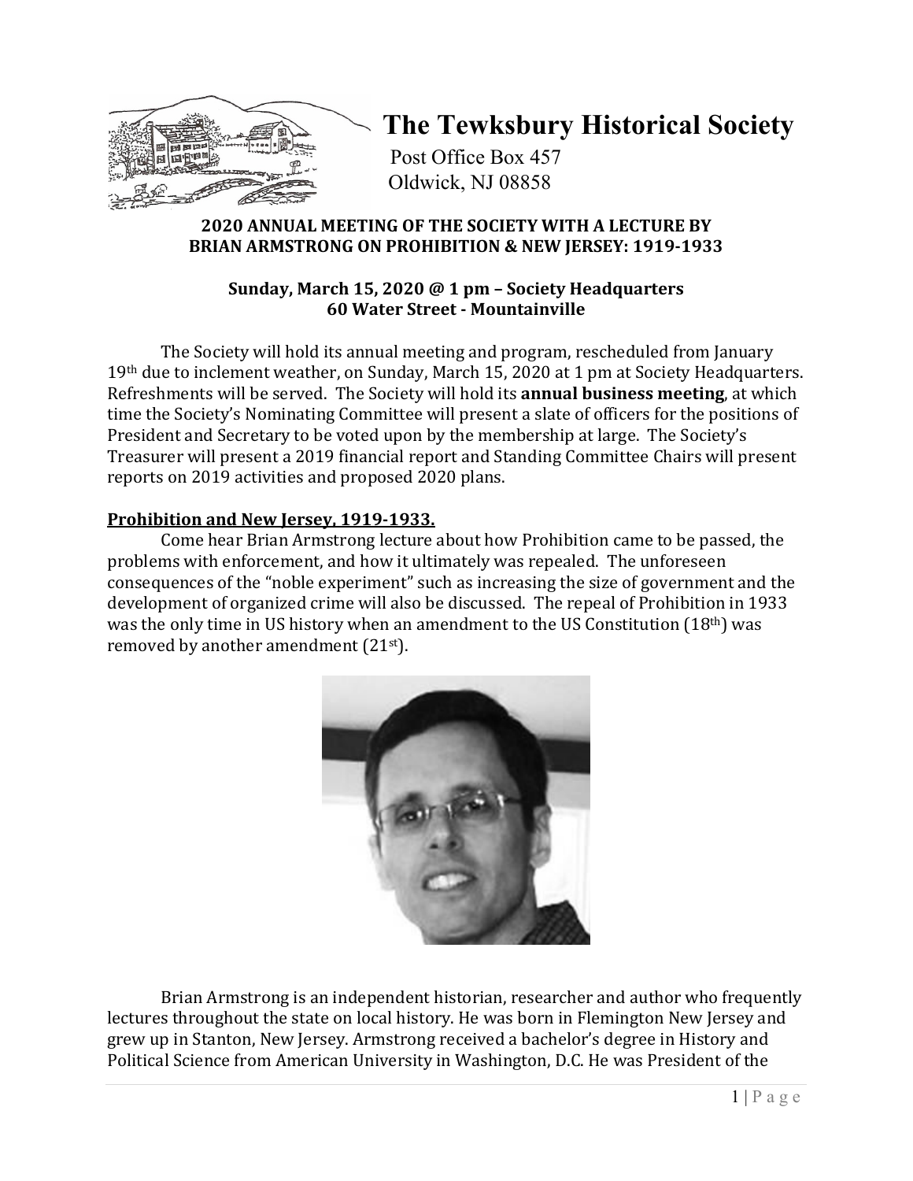# The Tewksbury Historical Society

Post Office Box 457
Oldwick, NJ 08858

## 2020 ANNUAL MEETING OF THE SOCIETY WITH A LECTURE BY BRIAN ARMSTRONG ON PROHIBITION & NEW JERSEY: 1919-1933

**Sunday, March 15, 2020 @ 1 pm – Society Headquarters**
**60 Water Street - Mountainville**

The Society will hold its annual meeting and program, rescheduled from January 19th due to inclement weather, on Sunday, March 15, 2020 at 1 pm at Society Headquarters. Refreshments will be served. The Society will hold its **annual business meeting**, at which time the Society's Nominating Committee will present a slate of officers for the positions of President and Secretary to be voted upon by the membership at large. The Society's Treasurer will present a 2019 financial report and Standing Committee Chairs will present reports on 2019 activities and proposed 2020 plans.

**Prohibition and New Jersey, 1919-1933.**

Come hear Brian Armstrong lecture about how Prohibition came to be passed, the problems with enforcement, and how it ultimately was repealed. The unforeseen consequences of the "noble experiment" such as increasing the size of government and the development of organized crime will also be discussed. The repeal of Prohibition in 1933 was the only time in US history when an amendment to the US Constitution (18th) was removed by another amendment (21st).

Brian Armstrong is an independent historian, researcher and author who frequently lectures throughout the state on local history. He was born in Flemington New Jersey and grew up in Stanton, New Jersey. Armstrong received a bachelor's degree in History and Political Science from American University in Washington, D.C. He was President of the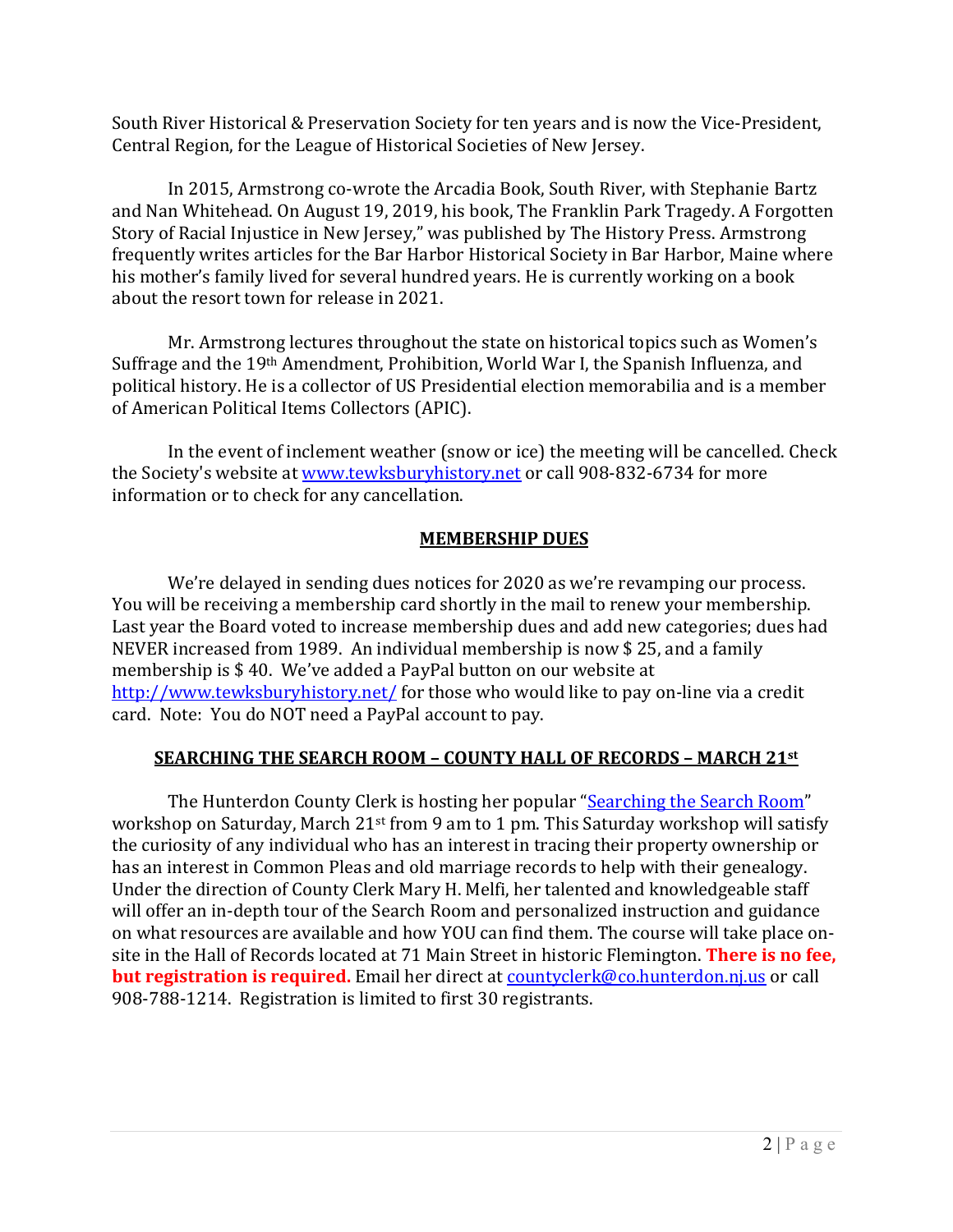South River Historical & Preservation Society for ten years and is now the Vice-President, Central Region, for the League of Historical Societies of New Jersey.

In 2015, Armstrong co-wrote the Arcadia Book, South River, with Stephanie Bartz and Nan Whitehead. On August 19, 2019, his book, The Franklin Park Tragedy. A Forgotten Story of Racial Injustice in New Jersey," was published by The History Press. Armstrong frequently writes articles for the Bar Harbor Historical Society in Bar Harbor, Maine where his mother's family lived for several hundred years. He is currently working on a book about the resort town for release in 2021.

Mr. Armstrong lectures throughout the state on historical topics such as Women's Suffrage and the 19th Amendment, Prohibition, World War I, the Spanish Influenza, and political history. He is a collector of US Presidential election memorabilia and is a member of American Political Items Collectors (APIC).

In the event of inclement weather (snow or ice) the meeting will be cancelled. Check the Society's website at www.tewksburyhistory.net or call 908-832-6734 for more information or to check for any cancellation.

## MEMBERSHIP DUES

We're delayed in sending dues notices for 2020 as we're revamping our process. You will be receiving a membership card shortly in the mail to renew your membership. Last year the Board voted to increase membership dues and add new categories; dues had NEVER increased from 1989. An individual membership is now $ 25, and a family membership is $ 40. We've added a PayPal button on our website at http://www.tewksburyhistory.net/ for those who would like to pay on-line via a credit card. Note: You do NOT need a PayPal account to pay.

## SEARCHING THE SEARCH ROOM – COUNTY HALL OF RECORDS – MARCH 21st

The Hunterdon County Clerk is hosting her popular "Searching the Search Room" workshop on Saturday, March 21st from 9 am to 1 pm. This Saturday workshop will satisfy the curiosity of any individual who has an interest in tracing their property ownership or has an interest in Common Pleas and old marriage records to help with their genealogy. Under the direction of County Clerk Mary H. Melfi, her talented and knowledgeable staff will offer an in-depth tour of the Search Room and personalized instruction and guidance on what resources are available and how YOU can find them. The course will take place on-site in the Hall of Records located at 71 Main Street in historic Flemington. **There is no fee, but registration is required.** Email her direct at countyclerk@co.hunterdon.nj.us or call 908-788-1214. Registration is limited to first 30 registrants.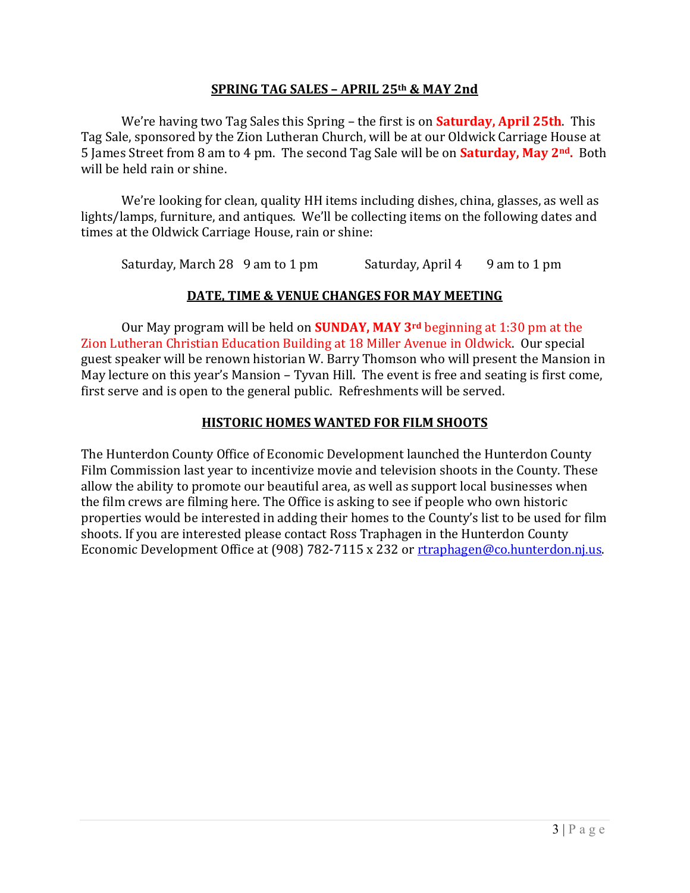## SPRING TAG SALES – APRIL 25th & MAY 2nd

We're having two Tag Sales this Spring – the first is on **Saturday, April 25th**. This Tag Sale, sponsored by the Zion Lutheran Church, will be at our Oldwick Carriage House at 5 James Street from 8 am to 4 pm. The second Tag Sale will be on **Saturday, May 2nd.** Both will be held rain or shine.

We're looking for clean, quality HH items including dishes, china, glasses, as well as lights/lamps, furniture, and antiques. We'll be collecting items on the following dates and times at the Oldwick Carriage House, rain or shine:

Saturday, March 28 9 am to 1 pm Saturday, April 4 9 am to 1 pm

## DATE, TIME & VENUE CHANGES FOR MAY MEETING

Our May program will be held on **SUNDAY, MAY 3rd** beginning at 1:30 pm at the Zion Lutheran Christian Education Building at 18 Miller Avenue in Oldwick. Our special guest speaker will be renown historian W. Barry Thomson who will present the Mansion in May lecture on this year's Mansion – Tyvan Hill. The event is free and seating is first come, first serve and is open to the general public. Refreshments will be served.

## HISTORIC HOMES WANTED FOR FILM SHOOTS

The Hunterdon County Office of Economic Development launched the Hunterdon County Film Commission last year to incentivize movie and television shoots in the County. These allow the ability to promote our beautiful area, as well as support local businesses when the film crews are filming here. The Office is asking to see if people who own historic properties would be interested in adding their homes to the County's list to be used for film shoots. If you are interested please contact Ross Traphagen in the Hunterdon County Economic Development Office at (908) 782-7115 x 232 or rtraphagen@co.hunterdon.nj.us.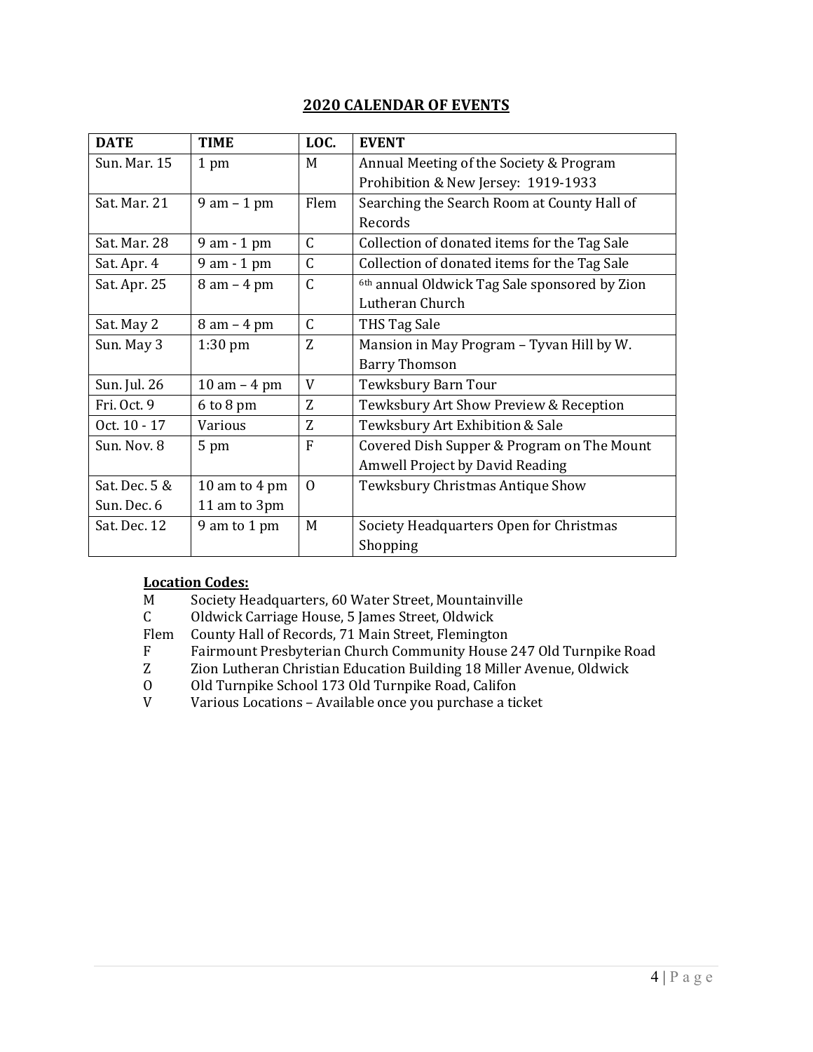## 2020 CALENDAR OF EVENTS

| DATE | TIME | LOC. | EVENT |
|---|---|---|---|
| Sun. Mar. 15 | 1 pm | M | Annual Meeting of the Society & Program Prohibition & New Jersey: 1919-1933 |
| Sat. Mar. 21 | 9 am – 1 pm | Flem | Searching the Search Room at County Hall of Records |
| Sat. Mar. 28 | 9 am - 1 pm | C | Collection of donated items for the Tag Sale |
| Sat. Apr. 4 | 9 am - 1 pm | C | Collection of donated items for the Tag Sale |
| Sat. Apr. 25 | 8 am – 4 pm | C | 6th annual Oldwick Tag Sale sponsored by Zion Lutheran Church |
| Sat. May 2 | 8 am – 4 pm | C | THS Tag Sale |
| Sun. May 3 | 1:30 pm | Z | Mansion in May Program – Tyvan Hill by W. Barry Thomson |
| Sun. Jul. 26 | 10 am – 4 pm | V | Tewksbury Barn Tour |
| Fri. Oct. 9 | 6 to 8 pm | Z | Tewksbury Art Show Preview & Reception |
| Oct. 10 - 17 | Various | Z | Tewksbury Art Exhibition & Sale |
| Sun. Nov. 8 | 5 pm | F | Covered Dish Supper & Program on The Mount Amwell Project by David Reading |
| Sat. Dec. 5 & Sun. Dec. 6 | 10 am to 4 pm 11 am to 3pm | O | Tewksbury Christmas Antique Show |
| Sat. Dec. 12 | 9 am to 1 pm | M | Society Headquarters Open for Christmas Shopping |

**Location Codes:**

M Society Headquarters, 60 Water Street, Mountainville
C Oldwick Carriage House, 5 James Street, Oldwick
Flem County Hall of Records, 71 Main Street, Flemington
F Fairmount Presbyterian Church Community House 247 Old Turnpike Road
Z Zion Lutheran Christian Education Building 18 Miller Avenue, Oldwick
O Old Turnpike School 173 Old Turnpike Road, Califon
V Various Locations – Available once you purchase a ticket